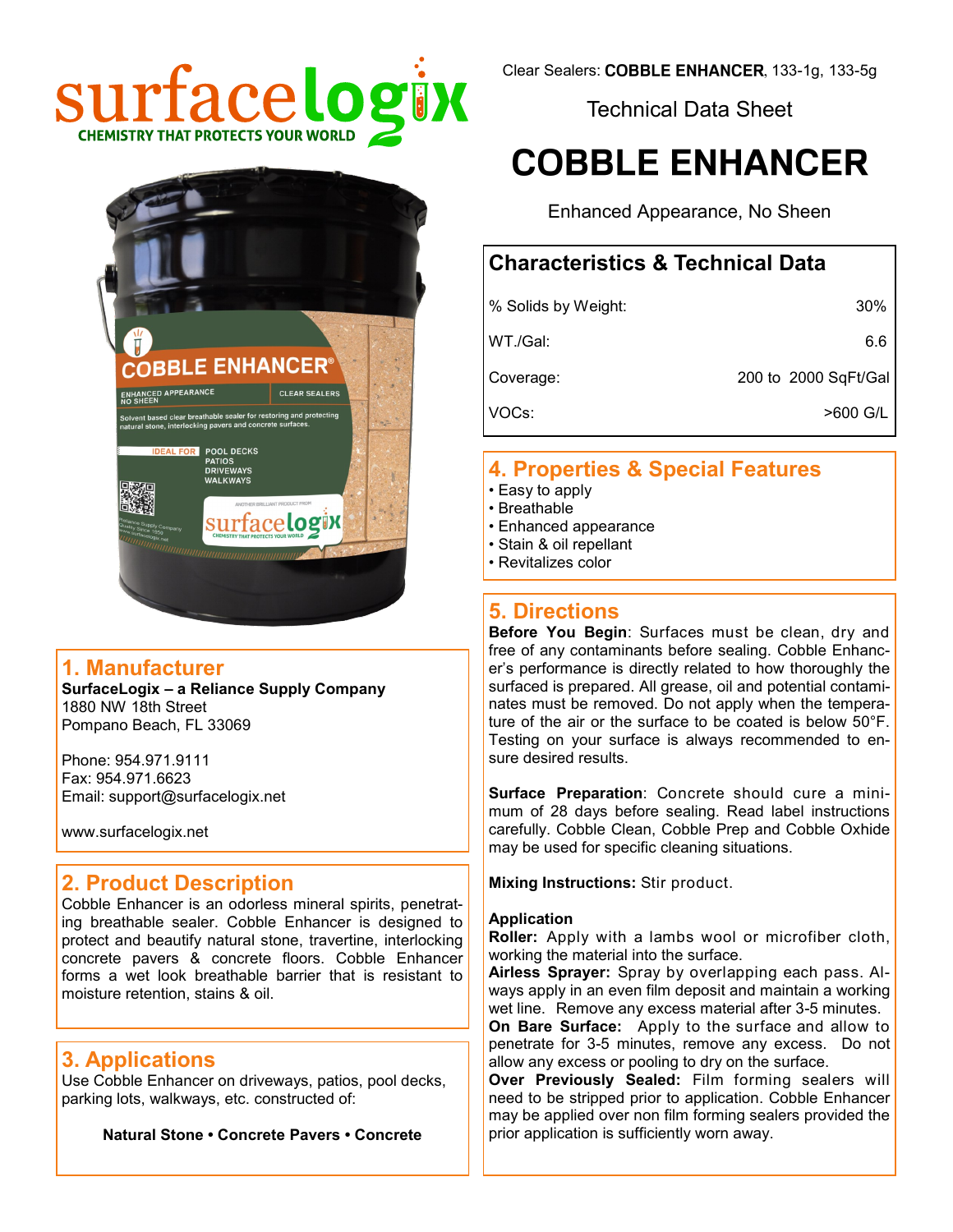surfacelogix
CHEMISTRY THAT PROTECTS YOUR WORLD

Clear Sealers: **COBBLE ENHANCER**, 133-1g, 133-5g

Technical Data Sheet

# COBBLE ENHANCER

Enhanced Appearance, No Sheen

## Characteristics & Technical Data

| | |
|---|---|
| % Solids by Weight: | 30% |
| WT./Gal: | 6.6 |
| Coverage: | 200 to 2000 SqFt/Gal |
| VOCs: | >600 G/L |

## 1. Manufacturer

**SurfaceLogix – a Reliance Supply Company**
1880 NW 18th Street
Pompano Beach, FL 33069

Phone: 954.971.9111
Fax: 954.971.6623
Email: support@surfacelogix.net

www.surfacelogix.net

## 2. Product Description

Cobble Enhancer is an odorless mineral spirits, penetrating breathable sealer. Cobble Enhancer is designed to protect and beautify natural stone, travertine, interlocking concrete pavers & concrete floors. Cobble Enhancer forms a wet look breathable barrier that is resistant to moisture retention, stains & oil.

## 3. Applications

Use Cobble Enhancer on driveways, patios, pool decks, parking lots, walkways, etc. constructed of:

**Natural Stone • Concrete Pavers • Concrete**

## 4. Properties & Special Features

- Easy to apply
- Breathable
- Enhanced appearance
- Stain & oil repellant
- Revitalizes color

## 5. Directions

**Before You Begin**: Surfaces must be clean, dry and free of any contaminants before sealing. Cobble Enhancer's performance is directly related to how thoroughly the surfaced is prepared. All grease, oil and potential contaminates must be removed. Do not apply when the temperature of the air or the surface to be coated is below 50°F. Testing on your surface is always recommended to ensure desired results.

**Surface Preparation**: Concrete should cure a minimum of 28 days before sealing. Read label instructions carefully. Cobble Clean, Cobble Prep and Cobble Oxhide may be used for specific cleaning situations.

**Mixing Instructions:** Stir product.

**Application**
**Roller:** Apply with a lambs wool or microfiber cloth, working the material into the surface.
**Airless Sprayer:** Spray by overlapping each pass. Always apply in an even film deposit and maintain a working wet line. Remove any excess material after 3-5 minutes.
**On Bare Surface:** Apply to the surface and allow to penetrate for 3-5 minutes, remove any excess. Do not allow any excess or pooling to dry on the surface.
**Over Previously Sealed:** Film forming sealers will need to be stripped prior to application. Cobble Enhancer may be applied over non film forming sealers provided the prior application is sufficiently worn away.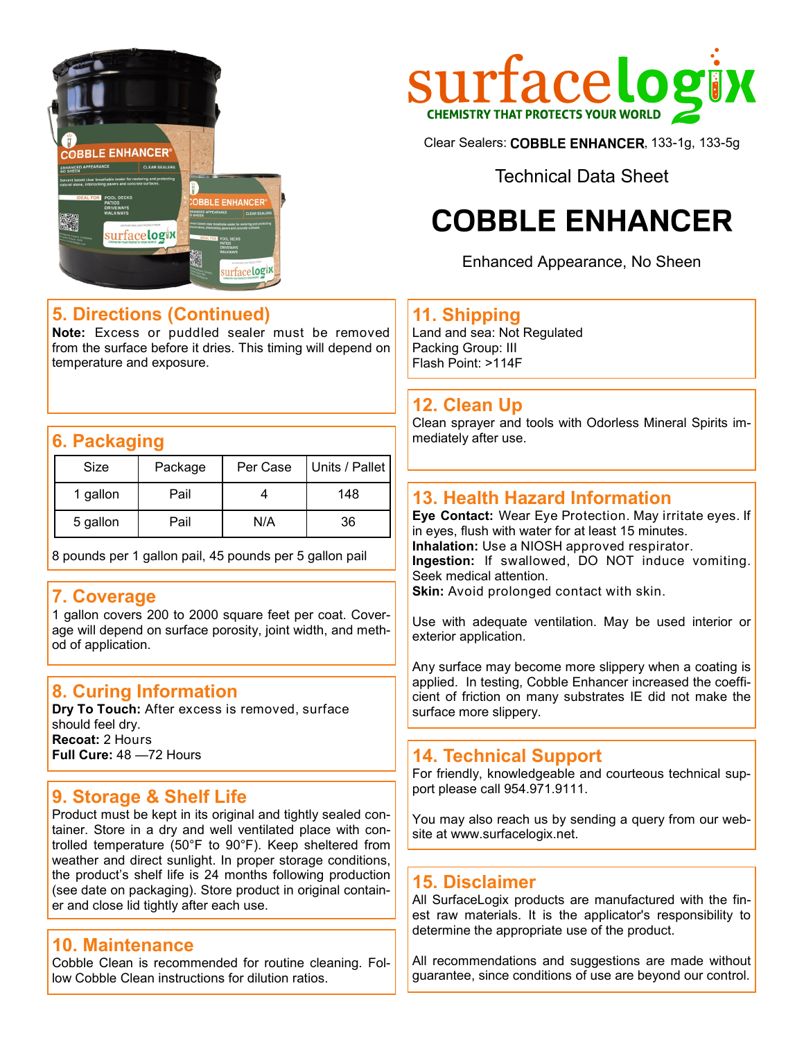surfacelogix

CHEMISTRY THAT PROTECTS YOUR WORLD

Clear Sealers: **COBBLE ENHANCER**, 133-1g, 133-5g

Technical Data Sheet

# COBBLE ENHANCER

Enhanced Appearance, No Sheen

## 5. Directions (Continued)

**Note:** Excess or puddled sealer must be removed from the surface before it dries. This timing will depend on temperature and exposure.

## 6. Packaging

| Size | Package | Per Case | Units / Pallet |
|---|---|---|---|
| 1 gallon | Pail | 4 | 148 |
| 5 gallon | Pail | N/A | 36 |

8 pounds per 1 gallon pail, 45 pounds per 5 gallon pail

## 7. Coverage

1 gallon covers 200 to 2000 square feet per coat. Coverage will depend on surface porosity, joint width, and method of application.

## 8. Curing Information

**Dry To Touch:** After excess is removed, surface should feel dry.
**Recoat:** 2 Hours
**Full Cure:** 48 —72 Hours

## 9. Storage & Shelf Life

Product must be kept in its original and tightly sealed container. Store in a dry and well ventilated place with controlled temperature (50°F to 90°F). Keep sheltered from weather and direct sunlight. In proper storage conditions, the product's shelf life is 24 months following production (see date on packaging). Store product in original container and close lid tightly after each use.

## 10. Maintenance

Cobble Clean is recommended for routine cleaning. Follow Cobble Clean instructions for dilution ratios.

## 11. Shipping

Land and sea: Not Regulated
Packing Group: III
Flash Point: >114F

## 12. Clean Up

Clean sprayer and tools with Odorless Mineral Spirits immediately after use.

## 13. Health Hazard Information

**Eye Contact:** Wear Eye Protection. May irritate eyes. If in eyes, flush with water for at least 15 minutes.
**Inhalation:** Use a NIOSH approved respirator.
**Ingestion:** If swallowed, DO NOT induce vomiting. Seek medical attention.
**Skin:** Avoid prolonged contact with skin.

Use with adequate ventilation. May be used interior or exterior application.

Any surface may become more slippery when a coating is applied. In testing, Cobble Enhancer increased the coefficient of friction on many substrates IE did not make the surface more slippery.

## 14. Technical Support

For friendly, knowledgeable and courteous technical support please call 954.971.9111.

You may also reach us by sending a query from our website at www.surfacelogix.net.

## 15. Disclaimer

All SurfaceLogix products are manufactured with the finest raw materials. It is the applicator's responsibility to determine the appropriate use of the product.

All recommendations and suggestions are made without guarantee, since conditions of use are beyond our control.